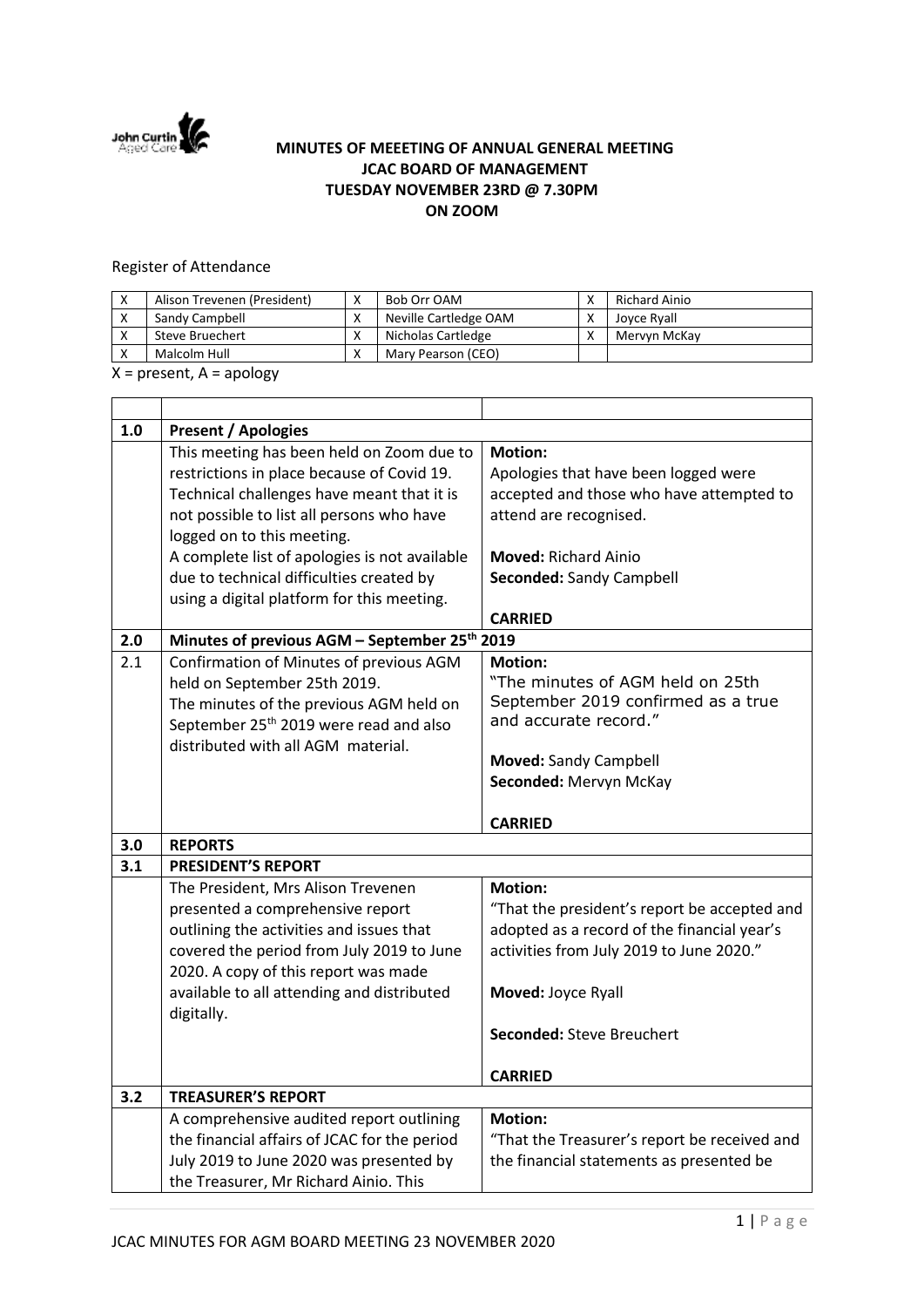**MINUTES OF MEEETING OF ANNUAL GENERAL MEETING**
**JCAC BOARD OF MANAGEMENT**
**TUESDAY NOVEMBER 23RD @ 7.30PM**
**ON ZOOM**

Register of Attendance

| | | | | | |
|---|---|---|---|---|---|
| X | Alison Trevenen (President) | X | Bob Orr OAM | X | Richard Ainio |
| X | Sandy Campbell | X | Neville Cartledge OAM | X | Joyce Ryall |
| X | Steve Bruechert | X | Nicholas Cartledge | X | Mervyn McKay |
| X | Malcolm Hull | X | Mary Pearson (CEO) | | |

X = present, A = apology

| | | |
|---|---|---|
| **1.0** | **Present / Apologies** | |
| | This meeting has been held on Zoom due to restrictions in place because of Covid 19. Technical challenges have meant that it is not possible to list all persons who have logged on to this meeting.<br>A complete list of apologies is not available due to technical difficulties created by using a digital platform for this meeting. | **Motion:**<br>Apologies that have been logged were accepted and those who have attempted to attend are recognised.<br><br>**Moved:** Richard Ainio<br>**Seconded:** Sandy Campbell<br><br>**CARRIED** |
| **2.0** | **Minutes of previous AGM – September 25th 2019** | |
| 2.1 | Confirmation of Minutes of previous AGM held on September 25th 2019.<br>The minutes of the previous AGM held on September 25th 2019 were read and also distributed with all AGM material. | **Motion:**<br>"The minutes of AGM held on 25th September 2019 confirmed as a true and accurate record."<br><br>**Moved:** Sandy Campbell<br>**Seconded:** Mervyn McKay<br><br>**CARRIED** |
| **3.0** | **REPORTS** | |
| **3.1** | **PRESIDENT'S REPORT** | |
| | The President, Mrs Alison Trevenen presented a comprehensive report outlining the activities and issues that covered the period from July 2019 to June 2020. A copy of this report was made available to all attending and distributed digitally. | **Motion:**<br>"That the president's report be accepted and adopted as a record of the financial year's activities from July 2019 to June 2020."<br><br>**Moved:** Joyce Ryall<br><br>**Seconded:** Steve Breuchert<br><br>**CARRIED** |
| **3.2** | **TREASURER'S REPORT** | |
| | A comprehensive audited report outlining the financial affairs of JCAC for the period July 2019 to June 2020 was presented by the Treasurer, Mr Richard Ainio. This | **Motion:**<br>"That the Treasurer's report be received and the financial statements as presented be |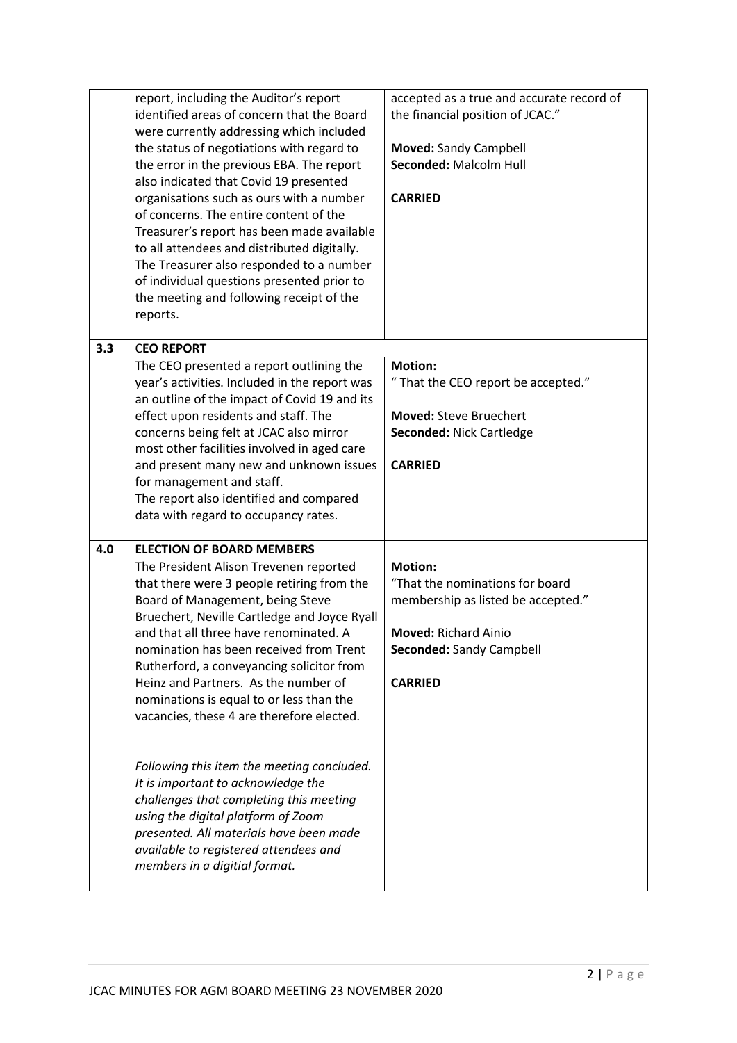| | | |
|---|---|---|
| | report, including the Auditor's report identified areas of concern that the Board were currently addressing which included the status of negotiations with regard to the error in the previous EBA. The report also indicated that Covid 19 presented organisations such as ours with a number of concerns. The entire content of the Treasurer's report has been made available to all attendees and distributed digitally. The Treasurer also responded to a number of individual questions presented prior to the meeting and following receipt of the reports. | accepted as a true and accurate record of the financial position of JCAC."<br><br>**Moved:** Sandy Campbell<br>**Seconded:** Malcolm Hull<br><br>**CARRIED** |
| **3.3** | C**EO REPORT** | |
| | The CEO presented a report outlining the year's activities. Included in the report was an outline of the impact of Covid 19 and its effect upon residents and staff. The concerns being felt at JCAC also mirror most other facilities involved in aged care and present many new and unknown issues for management and staff.<br>The report also identified and compared data with regard to occupancy rates. | **Motion:**<br>" That the CEO report be accepted."<br><br>**Moved:** Steve Bruechert<br>**Seconded:** Nick Cartledge<br><br>**CARRIED** |
| **4.0** | **ELECTION OF BOARD MEMBERS** | |
| | The President Alison Trevenen reported that there were 3 people retiring from the Board of Management, being Steve Bruechert, Neville Cartledge and Joyce Ryall and that all three have renominated. A nomination has been received from Trent Rutherford, a conveyancing solicitor from Heinz and Partners. As the number of nominations is equal to or less than the vacancies, these 4 are therefore elected.<br><br>*Following this item the meeting concluded. It is important to acknowledge the challenges that completing this meeting using the digital platform of Zoom presented. All materials have been made available to registered attendees and members in a digitial format.* | **Motion:**<br>"That the nominations for board membership as listed be accepted."<br><br>**Moved:** Richard Ainio<br>**Seconded:** Sandy Campbell<br><br>**CARRIED** |